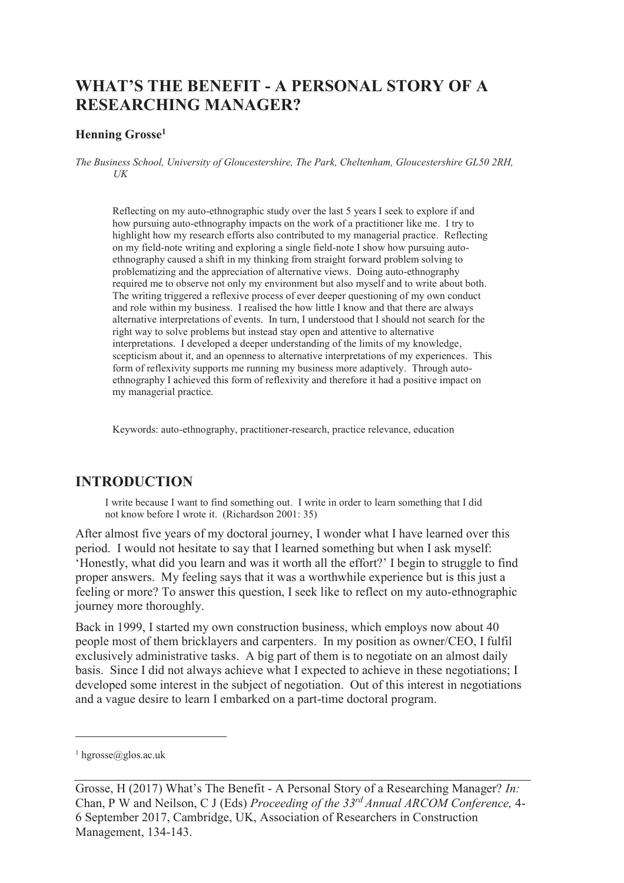# WHAT'S THE BENEFIT - A PERSONAL STORY OF A RESEARCHING MANAGER?

**Henning Grosse**[1]

*The Business School, University of Gloucestershire, The Park, Cheltenham, Gloucestershire GL50 2RH, UK*

Reflecting on my auto-ethnographic study over the last 5 years I seek to explore if and how pursuing auto-ethnography impacts on the work of a practitioner like me. I try to highlight how my research efforts also contributed to my managerial practice. Reflecting on my field-note writing and exploring a single field-note I show how pursuing auto-ethnography caused a shift in my thinking from straight forward problem solving to problematizing and the appreciation of alternative views. Doing auto-ethnography required me to observe not only my environment but also myself and to write about both. The writing triggered a reflexive process of ever deeper questioning of my own conduct and role within my business. I realised the how little I know and that there are always alternative interpretations of events. In turn, I understood that I should not search for the right way to solve problems but instead stay open and attentive to alternative interpretations. I developed a deeper understanding of the limits of my knowledge, scepticism about it, and an openness to alternative interpretations of my experiences. This form of reflexivity supports me running my business more adaptively. Through auto-ethnography I achieved this form of reflexivity and therefore it had a positive impact on my managerial practice.

Keywords: auto-ethnography, practitioner-research, practice relevance, education

## INTRODUCTION

> I write because I want to find something out. I write in order to learn something that I did not know before I wrote it. (Richardson 2001: 35)

After almost five years of my doctoral journey, I wonder what I have learned over this period. I would not hesitate to say that I learned something but when I ask myself: 'Honestly, what did you learn and was it worth all the effort?' I begin to struggle to find proper answers. My feeling says that it was a worthwhile experience but is this just a feeling or more? To answer this question, I seek like to reflect on my auto-ethnographic journey more thoroughly.

Back in 1999, I started my own construction business, which employs now about 40 people most of them bricklayers and carpenters. In my position as owner/CEO, I fulfil exclusively administrative tasks. A big part of them is to negotiate on an almost daily basis. Since I did not always achieve what I expected to achieve in these negotiations; I developed some interest in the subject of negotiation. Out of this interest in negotiations and a vague desire to learn I embarked on a part-time doctoral program.

[1] hgrosse@glos.ac.uk

Grosse, H (2017) What's The Benefit - A Personal Story of a Researching Manager? *In:* Chan, P W and Neilson, C J (Eds) *Proceeding of the 33rd Annual ARCOM Conference,* 4-6 September 2017, Cambridge, UK, Association of Researchers in Construction Management, 134-143.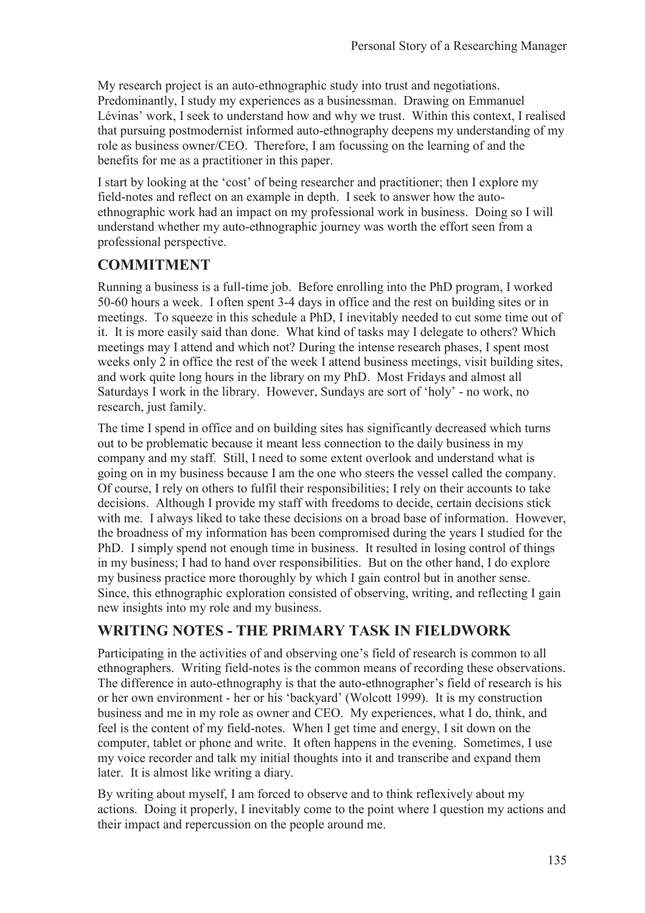My research project is an auto-ethnographic study into trust and negotiations. Predominantly, I study my experiences as a businessman. Drawing on Emmanuel Lévinas' work, I seek to understand how and why we trust. Within this context, I realised that pursuing postmodernist informed auto-ethnography deepens my understanding of my role as business owner/CEO. Therefore, I am focussing on the learning of and the benefits for me as a practitioner in this paper.

I start by looking at the 'cost' of being researcher and practitioner; then I explore my field-notes and reflect on an example in depth. I seek to answer how the auto-ethnographic work had an impact on my professional work in business. Doing so I will understand whether my auto-ethnographic journey was worth the effort seen from a professional perspective.

## COMMITMENT

Running a business is a full-time job. Before enrolling into the PhD program, I worked 50-60 hours a week. I often spent 3-4 days in office and the rest on building sites or in meetings. To squeeze in this schedule a PhD, I inevitably needed to cut some time out of it. It is more easily said than done. What kind of tasks may I delegate to others? Which meetings may I attend and which not? During the intense research phases, I spent most weeks only 2 in office the rest of the week I attend business meetings, visit building sites, and work quite long hours in the library on my PhD. Most Fridays and almost all Saturdays I work in the library. However, Sundays are sort of 'holy' - no work, no research, just family.

The time I spend in office and on building sites has significantly decreased which turns out to be problematic because it meant less connection to the daily business in my company and my staff. Still, I need to some extent overlook and understand what is going on in my business because I am the one who steers the vessel called the company. Of course, I rely on others to fulfil their responsibilities; I rely on their accounts to take decisions. Although I provide my staff with freedoms to decide, certain decisions stick with me. I always liked to take these decisions on a broad base of information. However, the broadness of my information has been compromised during the years I studied for the PhD. I simply spend not enough time in business. It resulted in losing control of things in my business; I had to hand over responsibilities. But on the other hand, I do explore my business practice more thoroughly by which I gain control but in another sense. Since, this ethnographic exploration consisted of observing, writing, and reflecting I gain new insights into my role and my business.

## WRITING NOTES - THE PRIMARY TASK IN FIELDWORK

Participating in the activities of and observing one's field of research is common to all ethnographers. Writing field-notes is the common means of recording these observations. The difference in auto-ethnography is that the auto-ethnographer's field of research is his or her own environment - her or his 'backyard' (Wolcott 1999). It is my construction business and me in my role as owner and CEO. My experiences, what I do, think, and feel is the content of my field-notes. When I get time and energy, I sit down on the computer, tablet or phone and write. It often happens in the evening. Sometimes, I use my voice recorder and talk my initial thoughts into it and transcribe and expand them later. It is almost like writing a diary.

By writing about myself, I am forced to observe and to think reflexively about my actions. Doing it properly, I inevitably come to the point where I question my actions and their impact and repercussion on the people around me.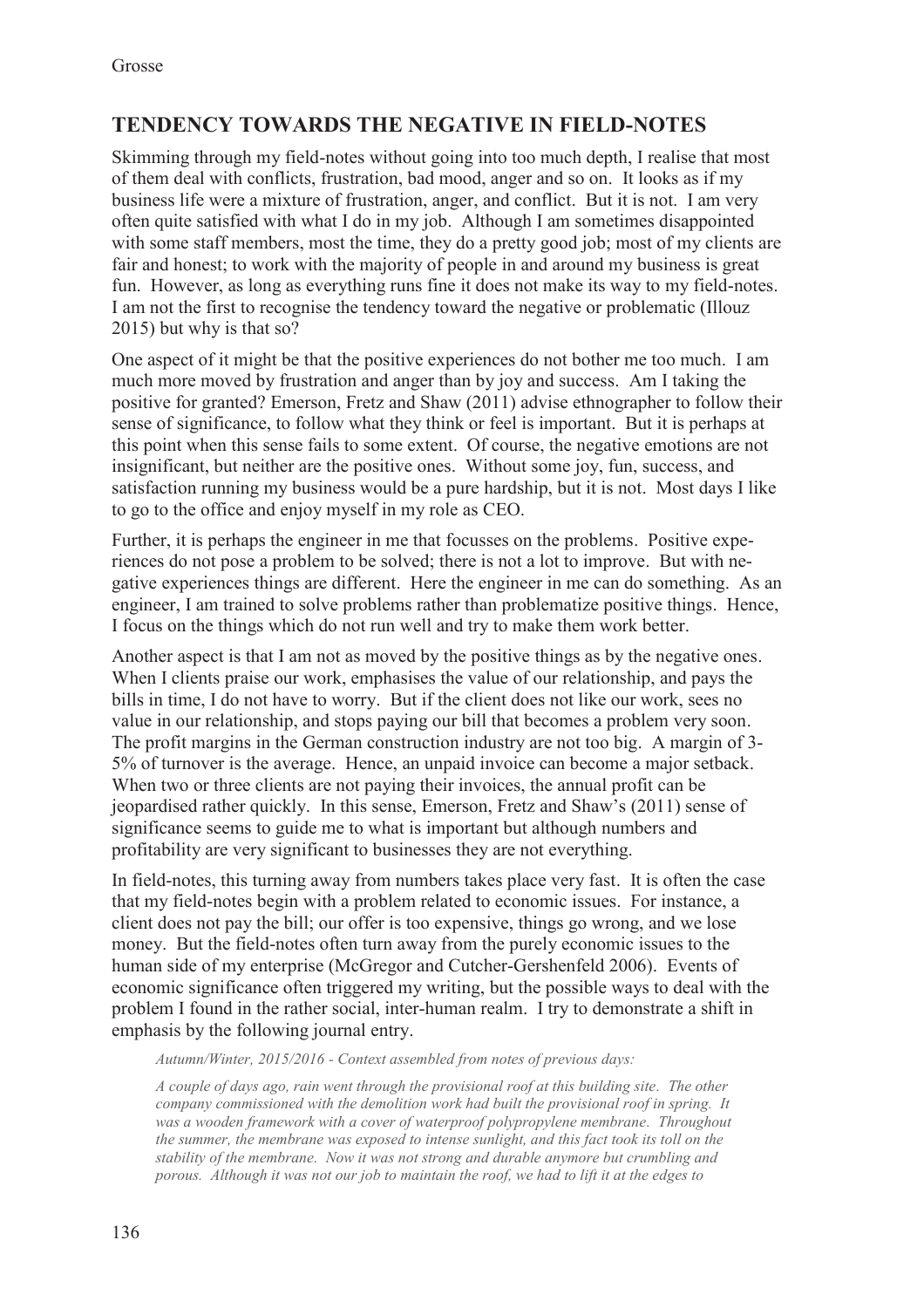## TENDENCY TOWARDS THE NEGATIVE IN FIELD-NOTES

Skimming through my field-notes without going into too much depth, I realise that most of them deal with conflicts, frustration, bad mood, anger and so on. It looks as if my business life were a mixture of frustration, anger, and conflict. But it is not. I am very often quite satisfied with what I do in my job. Although I am sometimes disappointed with some staff members, most the time, they do a pretty good job; most of my clients are fair and honest; to work with the majority of people in and around my business is great fun. However, as long as everything runs fine it does not make its way to my field-notes. I am not the first to recognise the tendency toward the negative or problematic (Illouz 2015) but why is that so?

One aspect of it might be that the positive experiences do not bother me too much. I am much more moved by frustration and anger than by joy and success. Am I taking the positive for granted? Emerson, Fretz and Shaw (2011) advise ethnographer to follow their sense of significance, to follow what they think or feel is important. But it is perhaps at this point when this sense fails to some extent. Of course, the negative emotions are not insignificant, but neither are the positive ones. Without some joy, fun, success, and satisfaction running my business would be a pure hardship, but it is not. Most days I like to go to the office and enjoy myself in my role as CEO.

Further, it is perhaps the engineer in me that focusses on the problems. Positive experiences do not pose a problem to be solved; there is not a lot to improve. But with negative experiences things are different. Here the engineer in me can do something. As an engineer, I am trained to solve problems rather than problematize positive things. Hence, I focus on the things which do not run well and try to make them work better.

Another aspect is that I am not as moved by the positive things as by the negative ones. When I clients praise our work, emphasises the value of our relationship, and pays the bills in time, I do not have to worry. But if the client does not like our work, sees no value in our relationship, and stops paying our bill that becomes a problem very soon. The profit margins in the German construction industry are not too big. A margin of 3-5% of turnover is the average. Hence, an unpaid invoice can become a major setback. When two or three clients are not paying their invoices, the annual profit can be jeopardised rather quickly. In this sense, Emerson, Fretz and Shaw's (2011) sense of significance seems to guide me to what is important but although numbers and profitability are very significant to businesses they are not everything.

In field-notes, this turning away from numbers takes place very fast. It is often the case that my field-notes begin with a problem related to economic issues. For instance, a client does not pay the bill; our offer is too expensive, things go wrong, and we lose money. But the field-notes often turn away from the purely economic issues to the human side of my enterprise (McGregor and Cutcher-Gershenfeld 2006). Events of economic significance often triggered my writing, but the possible ways to deal with the problem I found in the rather social, inter-human realm. I try to demonstrate a shift in emphasis by the following journal entry.

*Autumn/Winter, 2015/2016 - Context assembled from notes of previous days:*

*A couple of days ago, rain went through the provisional roof at this building site. The other company commissioned with the demolition work had built the provisional roof in spring. It was a wooden framework with a cover of waterproof polypropylene membrane. Throughout the summer, the membrane was exposed to intense sunlight, and this fact took its toll on the stability of the membrane. Now it was not strong and durable anymore but crumbling and porous. Although it was not our job to maintain the roof, we had to lift it at the edges to*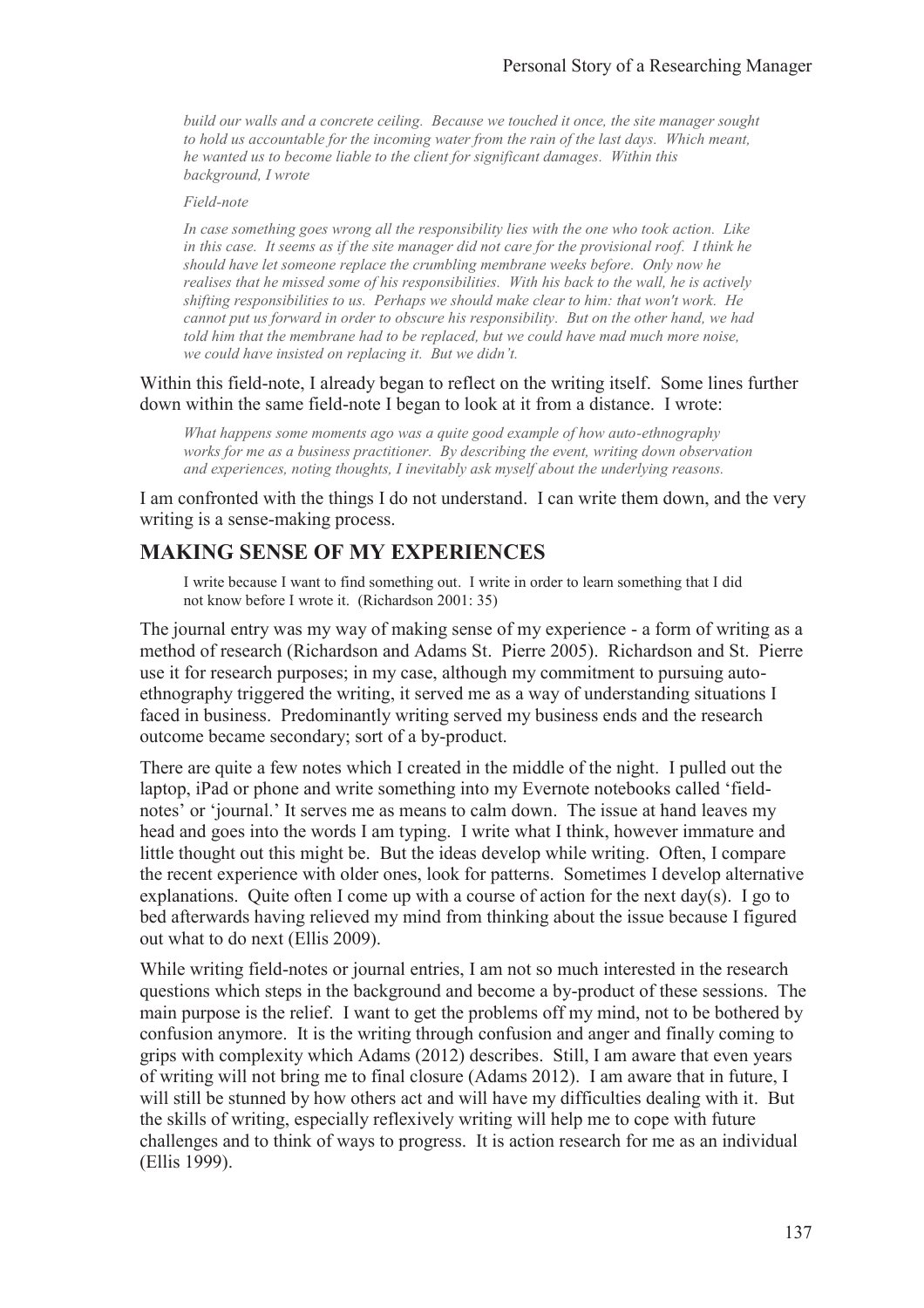*build our walls and a concrete ceiling. Because we touched it once, the site manager sought to hold us accountable for the incoming water from the rain of the last days. Which meant, he wanted us to become liable to the client for significant damages. Within this background, I wrote*

*Field-note*

*In case something goes wrong all the responsibility lies with the one who took action. Like in this case. It seems as if the site manager did not care for the provisional roof. I think he should have let someone replace the crumbling membrane weeks before. Only now he realises that he missed some of his responsibilities. With his back to the wall, he is actively shifting responsibilities to us. Perhaps we should make clear to him: that won't work. He cannot put us forward in order to obscure his responsibility. But on the other hand, we had told him that the membrane had to be replaced, but we could have mad much more noise, we could have insisted on replacing it. But we didn't.*

Within this field-note, I already began to reflect on the writing itself. Some lines further down within the same field-note I began to look at it from a distance. I wrote:

> *What happens some moments ago was a quite good example of how auto-ethnography works for me as a business practitioner. By describing the event, writing down observation and experiences, noting thoughts, I inevitably ask myself about the underlying reasons.*

I am confronted with the things I do not understand. I can write them down, and the very writing is a sense-making process.

## MAKING SENSE OF MY EXPERIENCES

> I write because I want to find something out. I write in order to learn something that I did not know before I wrote it. (Richardson 2001: 35)

The journal entry was my way of making sense of my experience - a form of writing as a method of research (Richardson and Adams St. Pierre 2005). Richardson and St. Pierre use it for research purposes; in my case, although my commitment to pursuing auto-ethnography triggered the writing, it served me as a way of understanding situations I faced in business. Predominantly writing served my business ends and the research outcome became secondary; sort of a by-product.

There are quite a few notes which I created in the middle of the night. I pulled out the laptop, iPad or phone and write something into my Evernote notebooks called 'field-notes' or 'journal.' It serves me as means to calm down. The issue at hand leaves my head and goes into the words I am typing. I write what I think, however immature and little thought out this might be. But the ideas develop while writing. Often, I compare the recent experience with older ones, look for patterns. Sometimes I develop alternative explanations. Quite often I come up with a course of action for the next day(s). I go to bed afterwards having relieved my mind from thinking about the issue because I figured out what to do next (Ellis 2009).

While writing field-notes or journal entries, I am not so much interested in the research questions which steps in the background and become a by-product of these sessions. The main purpose is the relief. I want to get the problems off my mind, not to be bothered by confusion anymore. It is the writing through confusion and anger and finally coming to grips with complexity which Adams (2012) describes. Still, I am aware that even years of writing will not bring me to final closure (Adams 2012). I am aware that in future, I will still be stunned by how others act and will have my difficulties dealing with it. But the skills of writing, especially reflexively writing will help me to cope with future challenges and to think of ways to progress. It is action research for me as an individual (Ellis 1999).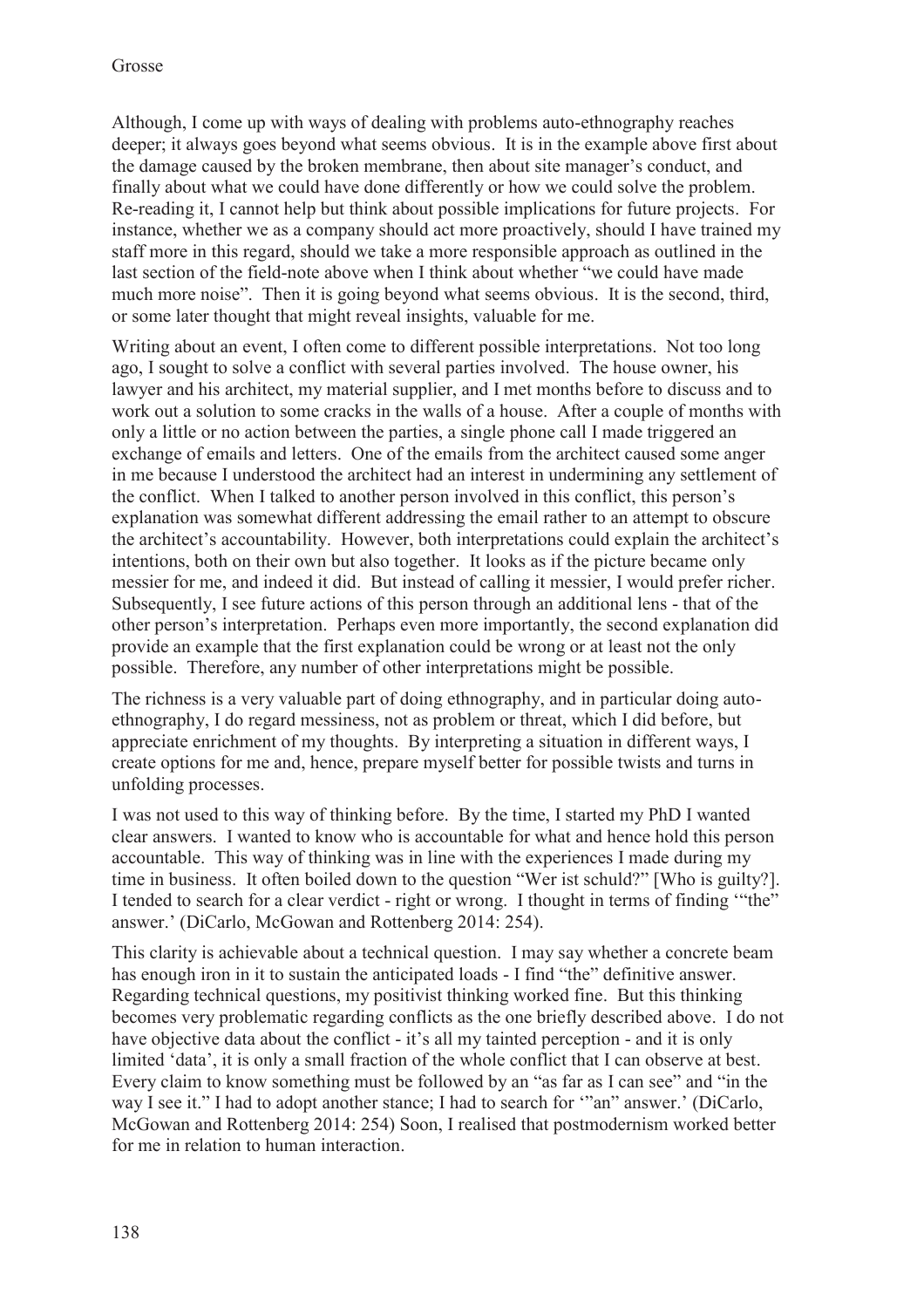Although, I come up with ways of dealing with problems auto-ethnography reaches deeper; it always goes beyond what seems obvious. It is in the example above first about the damage caused by the broken membrane, then about site manager's conduct, and finally about what we could have done differently or how we could solve the problem. Re-reading it, I cannot help but think about possible implications for future projects. For instance, whether we as a company should act more proactively, should I have trained my staff more in this regard, should we take a more responsible approach as outlined in the last section of the field-note above when I think about whether "we could have made much more noise". Then it is going beyond what seems obvious. It is the second, third, or some later thought that might reveal insights, valuable for me.

Writing about an event, I often come to different possible interpretations. Not too long ago, I sought to solve a conflict with several parties involved. The house owner, his lawyer and his architect, my material supplier, and I met months before to discuss and to work out a solution to some cracks in the walls of a house. After a couple of months with only a little or no action between the parties, a single phone call I made triggered an exchange of emails and letters. One of the emails from the architect caused some anger in me because I understood the architect had an interest in undermining any settlement of the conflict. When I talked to another person involved in this conflict, this person's explanation was somewhat different addressing the email rather to an attempt to obscure the architect's accountability. However, both interpretations could explain the architect's intentions, both on their own but also together. It looks as if the picture became only messier for me, and indeed it did. But instead of calling it messier, I would prefer richer. Subsequently, I see future actions of this person through an additional lens - that of the other person's interpretation. Perhaps even more importantly, the second explanation did provide an example that the first explanation could be wrong or at least not the only possible. Therefore, any number of other interpretations might be possible.

The richness is a very valuable part of doing ethnography, and in particular doing auto-ethnography, I do regard messiness, not as problem or threat, which I did before, but appreciate enrichment of my thoughts. By interpreting a situation in different ways, I create options for me and, hence, prepare myself better for possible twists and turns in unfolding processes.

I was not used to this way of thinking before. By the time, I started my PhD I wanted clear answers. I wanted to know who is accountable for what and hence hold this person accountable. This way of thinking was in line with the experiences I made during my time in business. It often boiled down to the question "Wer ist schuld?" [Who is guilty?]. I tended to search for a clear verdict - right or wrong. I thought in terms of finding '"the" answer.' (DiCarlo, McGowan and Rottenberg 2014: 254).

This clarity is achievable about a technical question. I may say whether a concrete beam has enough iron in it to sustain the anticipated loads - I find "the" definitive answer. Regarding technical questions, my positivist thinking worked fine. But this thinking becomes very problematic regarding conflicts as the one briefly described above. I do not have objective data about the conflict - it's all my tainted perception - and it is only limited 'data', it is only a small fraction of the whole conflict that I can observe at best. Every claim to know something must be followed by an "as far as I can see" and "in the way I see it." I had to adopt another stance; I had to search for '"an" answer.' (DiCarlo, McGowan and Rottenberg 2014: 254) Soon, I realised that postmodernism worked better for me in relation to human interaction.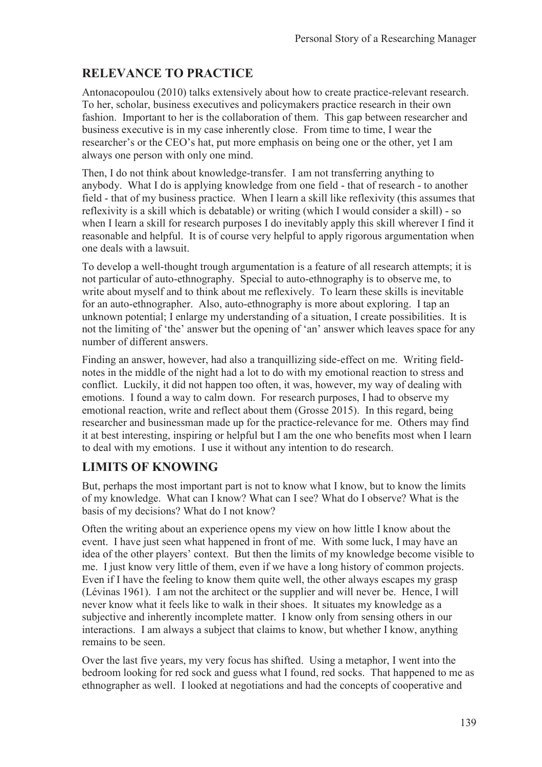## RELEVANCE TO PRACTICE

Antonacopoulou (2010) talks extensively about how to create practice-relevant research. To her, scholar, business executives and policymakers practice research in their own fashion. Important to her is the collaboration of them. This gap between researcher and business executive is in my case inherently close. From time to time, I wear the researcher's or the CEO's hat, put more emphasis on being one or the other, yet I am always one person with only one mind.

Then, I do not think about knowledge-transfer. I am not transferring anything to anybody. What I do is applying knowledge from one field - that of research - to another field - that of my business practice. When I learn a skill like reflexivity (this assumes that reflexivity is a skill which is debatable) or writing (which I would consider a skill) - so when I learn a skill for research purposes I do inevitably apply this skill wherever I find it reasonable and helpful. It is of course very helpful to apply rigorous argumentation when one deals with a lawsuit.

To develop a well-thought trough argumentation is a feature of all research attempts; it is not particular of auto-ethnography. Special to auto-ethnography is to observe me, to write about myself and to think about me reflexively. To learn these skills is inevitable for an auto-ethnographer. Also, auto-ethnography is more about exploring. I tap an unknown potential; I enlarge my understanding of a situation, I create possibilities. It is not the limiting of 'the' answer but the opening of 'an' answer which leaves space for any number of different answers.

Finding an answer, however, had also a tranquillizing side-effect on me. Writing field-notes in the middle of the night had a lot to do with my emotional reaction to stress and conflict. Luckily, it did not happen too often, it was, however, my way of dealing with emotions. I found a way to calm down. For research purposes, I had to observe my emotional reaction, write and reflect about them (Grosse 2015). In this regard, being researcher and businessman made up for the practice-relevance for me. Others may find it at best interesting, inspiring or helpful but I am the one who benefits most when I learn to deal with my emotions. I use it without any intention to do research.

## LIMITS OF KNOWING

But, perhaps the most important part is not to know what I know, but to know the limits of my knowledge. What can I know? What can I see? What do I observe? What is the basis of my decisions? What do I not know?

Often the writing about an experience opens my view on how little I know about the event. I have just seen what happened in front of me. With some luck, I may have an idea of the other players' context. But then the limits of my knowledge become visible to me. I just know very little of them, even if we have a long history of common projects. Even if I have the feeling to know them quite well, the other always escapes my grasp (Lévinas 1961). I am not the architect or the supplier and will never be. Hence, I will never know what it feels like to walk in their shoes. It situates my knowledge as a subjective and inherently incomplete matter. I know only from sensing others in our interactions. I am always a subject that claims to know, but whether I know, anything remains to be seen.

Over the last five years, my very focus has shifted. Using a metaphor, I went into the bedroom looking for red sock and guess what I found, red socks. That happened to me as ethnographer as well. I looked at negotiations and had the concepts of cooperative and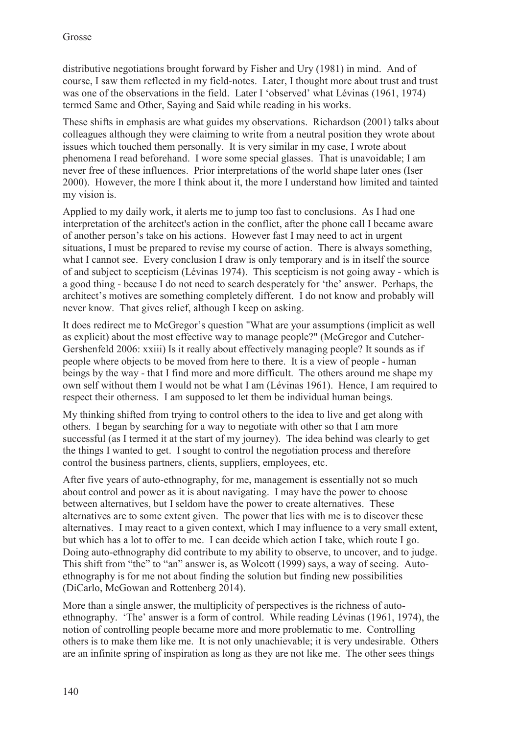distributive negotiations brought forward by Fisher and Ury (1981) in mind. And of course, I saw them reflected in my field-notes. Later, I thought more about trust and trust was one of the observations in the field. Later I 'observed' what Lévinas (1961, 1974) termed Same and Other, Saying and Said while reading in his works.

These shifts in emphasis are what guides my observations. Richardson (2001) talks about colleagues although they were claiming to write from a neutral position they wrote about issues which touched them personally. It is very similar in my case, I wrote about phenomena I read beforehand. I wore some special glasses. That is unavoidable; I am never free of these influences. Prior interpretations of the world shape later ones (Iser 2000). However, the more I think about it, the more I understand how limited and tainted my vision is.

Applied to my daily work, it alerts me to jump too fast to conclusions. As I had one interpretation of the architect's action in the conflict, after the phone call I became aware of another person's take on his actions. However fast I may need to act in urgent situations, I must be prepared to revise my course of action. There is always something, what I cannot see. Every conclusion I draw is only temporary and is in itself the source of and subject to scepticism (Lévinas 1974). This scepticism is not going away - which is a good thing - because I do not need to search desperately for 'the' answer. Perhaps, the architect's motives are something completely different. I do not know and probably will never know. That gives relief, although I keep on asking.

It does redirect me to McGregor's question "What are your assumptions (implicit as well as explicit) about the most effective way to manage people?" (McGregor and Cutcher-Gershenfeld 2006: xxiii) Is it really about effectively managing people? It sounds as if people where objects to be moved from here to there. It is a view of people - human beings by the way - that I find more and more difficult. The others around me shape my own self without them I would not be what I am (Lévinas 1961). Hence, I am required to respect their otherness. I am supposed to let them be individual human beings.

My thinking shifted from trying to control others to the idea to live and get along with others. I began by searching for a way to negotiate with other so that I am more successful (as I termed it at the start of my journey). The idea behind was clearly to get the things I wanted to get. I sought to control the negotiation process and therefore control the business partners, clients, suppliers, employees, etc.

After five years of auto-ethnography, for me, management is essentially not so much about control and power as it is about navigating. I may have the power to choose between alternatives, but I seldom have the power to create alternatives. These alternatives are to some extent given. The power that lies with me is to discover these alternatives. I may react to a given context, which I may influence to a very small extent, but which has a lot to offer to me. I can decide which action I take, which route I go. Doing auto-ethnography did contribute to my ability to observe, to uncover, and to judge. This shift from "the" to "an" answer is, as Wolcott (1999) says, a way of seeing. Auto-ethnography is for me not about finding the solution but finding new possibilities (DiCarlo, McGowan and Rottenberg 2014).

More than a single answer, the multiplicity of perspectives is the richness of auto-ethnography. 'The' answer is a form of control. While reading Lévinas (1961, 1974), the notion of controlling people became more and more problematic to me. Controlling others is to make them like me. It is not only unachievable; it is very undesirable. Others are an infinite spring of inspiration as long as they are not like me. The other sees things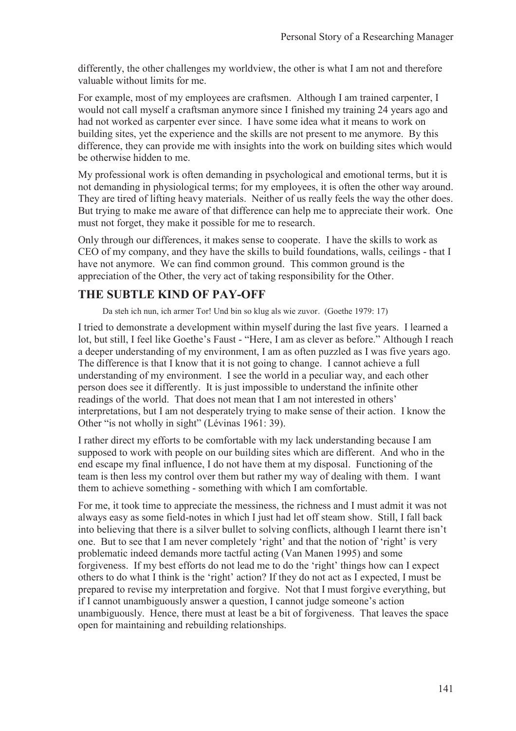differently, the other challenges my worldview, the other is what I am not and therefore valuable without limits for me.

For example, most of my employees are craftsmen. Although I am trained carpenter, I would not call myself a craftsman anymore since I finished my training 24 years ago and had not worked as carpenter ever since. I have some idea what it means to work on building sites, yet the experience and the skills are not present to me anymore. By this difference, they can provide me with insights into the work on building sites which would be otherwise hidden to me.

My professional work is often demanding in psychological and emotional terms, but it is not demanding in physiological terms; for my employees, it is often the other way around. They are tired of lifting heavy materials. Neither of us really feels the way the other does. But trying to make me aware of that difference can help me to appreciate their work. One must not forget, they make it possible for me to research.

Only through our differences, it makes sense to cooperate. I have the skills to work as CEO of my company, and they have the skills to build foundations, walls, ceilings - that I have not anymore. We can find common ground. This common ground is the appreciation of the Other, the very act of taking responsibility for the Other.

## THE SUBTLE KIND OF PAY-OFF

> Da steh ich nun, ich armer Tor! Und bin so klug als wie zuvor. (Goethe 1979: 17)

I tried to demonstrate a development within myself during the last five years. I learned a lot, but still, I feel like Goethe's Faust - "Here, I am as clever as before." Although I reach a deeper understanding of my environment, I am as often puzzled as I was five years ago. The difference is that I know that it is not going to change. I cannot achieve a full understanding of my environment. I see the world in a peculiar way, and each other person does see it differently. It is just impossible to understand the infinite other readings of the world. That does not mean that I am not interested in others' interpretations, but I am not desperately trying to make sense of their action. I know the Other "is not wholly in sight" (Lévinas 1961: 39).

I rather direct my efforts to be comfortable with my lack understanding because I am supposed to work with people on our building sites which are different. And who in the end escape my final influence, I do not have them at my disposal. Functioning of the team is then less my control over them but rather my way of dealing with them. I want them to achieve something - something with which I am comfortable.

For me, it took time to appreciate the messiness, the richness and I must admit it was not always easy as some field-notes in which I just had let off steam show. Still, I fall back into believing that there is a silver bullet to solving conflicts, although I learnt there isn't one. But to see that I am never completely 'right' and that the notion of 'right' is very problematic indeed demands more tactful acting (Van Manen 1995) and some forgiveness. If my best efforts do not lead me to do the 'right' things how can I expect others to do what I think is the 'right' action? If they do not act as I expected, I must be prepared to revise my interpretation and forgive. Not that I must forgive everything, but if I cannot unambiguously answer a question, I cannot judge someone's action unambiguously. Hence, there must at least be a bit of forgiveness. That leaves the space open for maintaining and rebuilding relationships.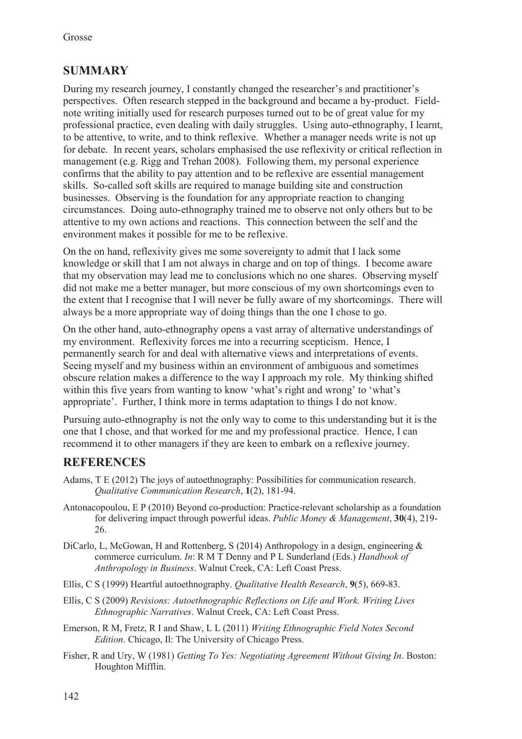## SUMMARY

During my research journey, I constantly changed the researcher's and practitioner's perspectives. Often research stepped in the background and became a by-product. Field-note writing initially used for research purposes turned out to be of great value for my professional practice, even dealing with daily struggles. Using auto-ethnography, I learnt, to be attentive, to write, and to think reflexive. Whether a manager needs write is not up for debate. In recent years, scholars emphasised the use reflexivity or critical reflection in management (e.g. Rigg and Trehan 2008). Following them, my personal experience confirms that the ability to pay attention and to be reflexive are essential management skills. So-called soft skills are required to manage building site and construction businesses. Observing is the foundation for any appropriate reaction to changing circumstances. Doing auto-ethnography trained me to observe not only others but to be attentive to my own actions and reactions. This connection between the self and the environment makes it possible for me to be reflexive.

On the on hand, reflexivity gives me some sovereignty to admit that I lack some knowledge or skill that I am not always in charge and on top of things. I become aware that my observation may lead me to conclusions which no one shares. Observing myself did not make me a better manager, but more conscious of my own shortcomings even to the extent that I recognise that I will never be fully aware of my shortcomings. There will always be a more appropriate way of doing things than the one I chose to go.

On the other hand, auto-ethnography opens a vast array of alternative understandings of my environment. Reflexivity forces me into a recurring scepticism. Hence, I permanently search for and deal with alternative views and interpretations of events. Seeing myself and my business within an environment of ambiguous and sometimes obscure relation makes a difference to the way I approach my role. My thinking shifted within this five years from wanting to know 'what's right and wrong' to 'what's appropriate'. Further, I think more in terms adaptation to things I do not know.

Pursuing auto-ethnography is not the only way to come to this understanding but it is the one that I chose, and that worked for me and my professional practice. Hence, I can recommend it to other managers if they are keen to embark on a reflexive journey.

## REFERENCES

Adams, T E (2012) The joys of autoethnography: Possibilities for communication research. *Qualitative Communication Research*, **1**(2), 181-94.

Antonacopoulou, E P (2010) Beyond co-production: Practice-relevant scholarship as a foundation for delivering impact through powerful ideas. *Public Money & Management*, **30**(4), 219-26.

DiCarlo, L, McGowan, H and Rottenberg, S (2014) Anthropology in a design, engineering & commerce curriculum. *In*: R M T Denny and P L Sunderland (Eds.) *Handbook of Anthropology in Business*. Walnut Creek, CA: Left Coast Press.

Ellis, C S (1999) Heartful autoethnography. *Qualitative Health Research*, **9**(5), 669-83.

Ellis, C S (2009) *Revisions: Autoethnographic Reflections on Life and Work. Writing Lives Ethnographic Narratives*. Walnut Creek, CA: Left Coast Press.

Emerson, R M, Fretz, R I and Shaw, L L (2011) *Writing Ethnographic Field Notes Second Edition*. Chicago, Il: The University of Chicago Press.

Fisher, R and Ury, W (1981) *Getting To Yes: Negotiating Agreement Without Giving In*. Boston: Houghton Mifflin.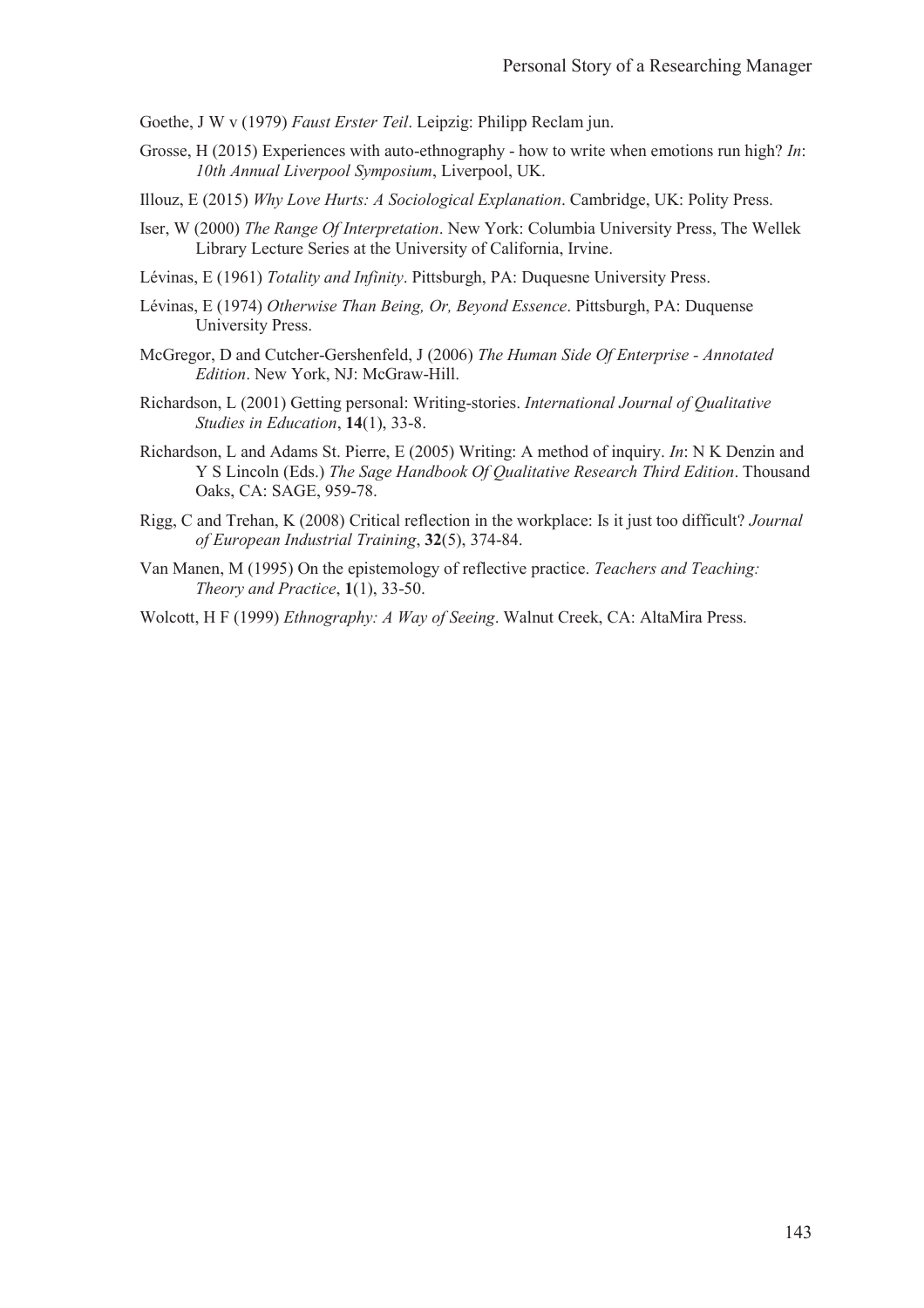Goethe, J W v (1979) *Faust Erster Teil*. Leipzig: Philipp Reclam jun.

Grosse, H (2015) Experiences with auto-ethnography - how to write when emotions run high? *In*: *10th Annual Liverpool Symposium*, Liverpool, UK.

Illouz, E (2015) *Why Love Hurts: A Sociological Explanation*. Cambridge, UK: Polity Press.

Iser, W (2000) *The Range Of Interpretation*. New York: Columbia University Press, The Wellek Library Lecture Series at the University of California, Irvine.

Lévinas, E (1961) *Totality and Infinity*. Pittsburgh, PA: Duquesne University Press.

Lévinas, E (1974) *Otherwise Than Being, Or, Beyond Essence*. Pittsburgh, PA: Duquense University Press.

McGregor, D and Cutcher-Gershenfeld, J (2006) *The Human Side Of Enterprise - Annotated Edition*. New York, NJ: McGraw-Hill.

Richardson, L (2001) Getting personal: Writing-stories. *International Journal of Qualitative Studies in Education*, **14**(1), 33-8.

Richardson, L and Adams St. Pierre, E (2005) Writing: A method of inquiry. *In*: N K Denzin and Y S Lincoln (Eds.) *The Sage Handbook Of Qualitative Research Third Edition*. Thousand Oaks, CA: SAGE, 959-78.

Rigg, C and Trehan, K (2008) Critical reflection in the workplace: Is it just too difficult? *Journal of European Industrial Training*, **32**(5), 374-84.

Van Manen, M (1995) On the epistemology of reflective practice. *Teachers and Teaching: Theory and Practice*, **1**(1), 33-50.

Wolcott, H F (1999) *Ethnography: A Way of Seeing*. Walnut Creek, CA: AltaMira Press.